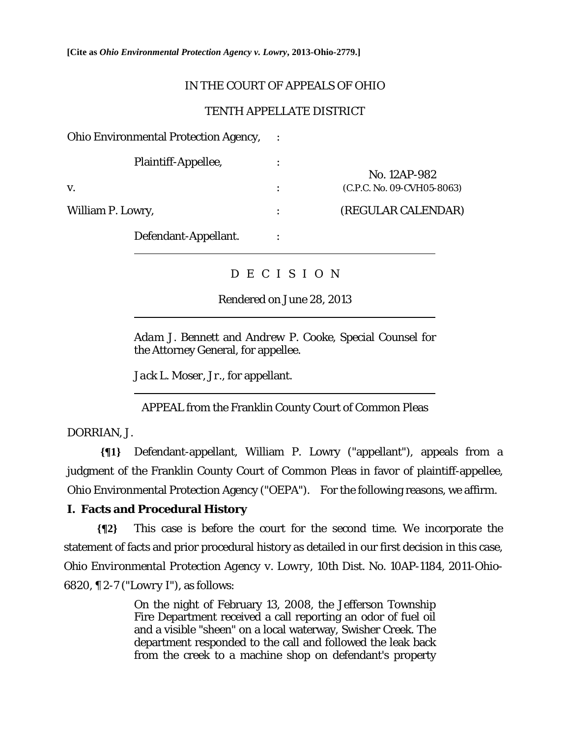**[Cite as *Ohio Environmental Protection Agency v. Lowry*, 2013-Ohio-2779.]**

IN THE COURT OF APPEALS OF OHIO

TENTH APPELLATE DISTRICT

| | | |
|---|---|---|
| Ohio Environmental Protection Agency, | : | |
| Plaintiff-Appellee, | : | No. 12AP-982 |
| v. | : | (C.P.C. No. 09-CVH05-8063) |
| William P. Lowry, | : | (REGULAR CALENDAR) |
| Defendant-Appellant. | : | |

D E C I S I O N

Rendered on June 28, 2013

*Adam J. Bennett* and *Andrew P. Cooke*, Special Counsel for the Attorney General, for appellee.

*Jack L. Moser, Jr.*, for appellant.

APPEAL from the Franklin County Court of Common Pleas

DORRIAN, J.

**{¶1}** Defendant-appellant, William P. Lowry ("appellant"), appeals from a judgment of the Franklin County Court of Common Pleas in favor of plaintiff-appellee, Ohio Environmental Protection Agency ("OEPA"). For the following reasons, we affirm.

## I. Facts and Procedural History

**{¶2}** This case is before the court for the second time. We incorporate the statement of facts and prior procedural history as detailed in our first decision in this case, *Ohio Environmental Protection Agency v. Lowry*, 10th Dist. No. 10AP-1184, 2011-Ohio-6820, ¶ 2-7 ("*Lowry I*"), as follows:

> On the night of February 13, 2008, the Jefferson Township Fire Department received a call reporting an odor of fuel oil and a visible "sheen" on a local waterway, Swisher Creek. The department responded to the call and followed the leak back from the creek to a machine shop on defendant's property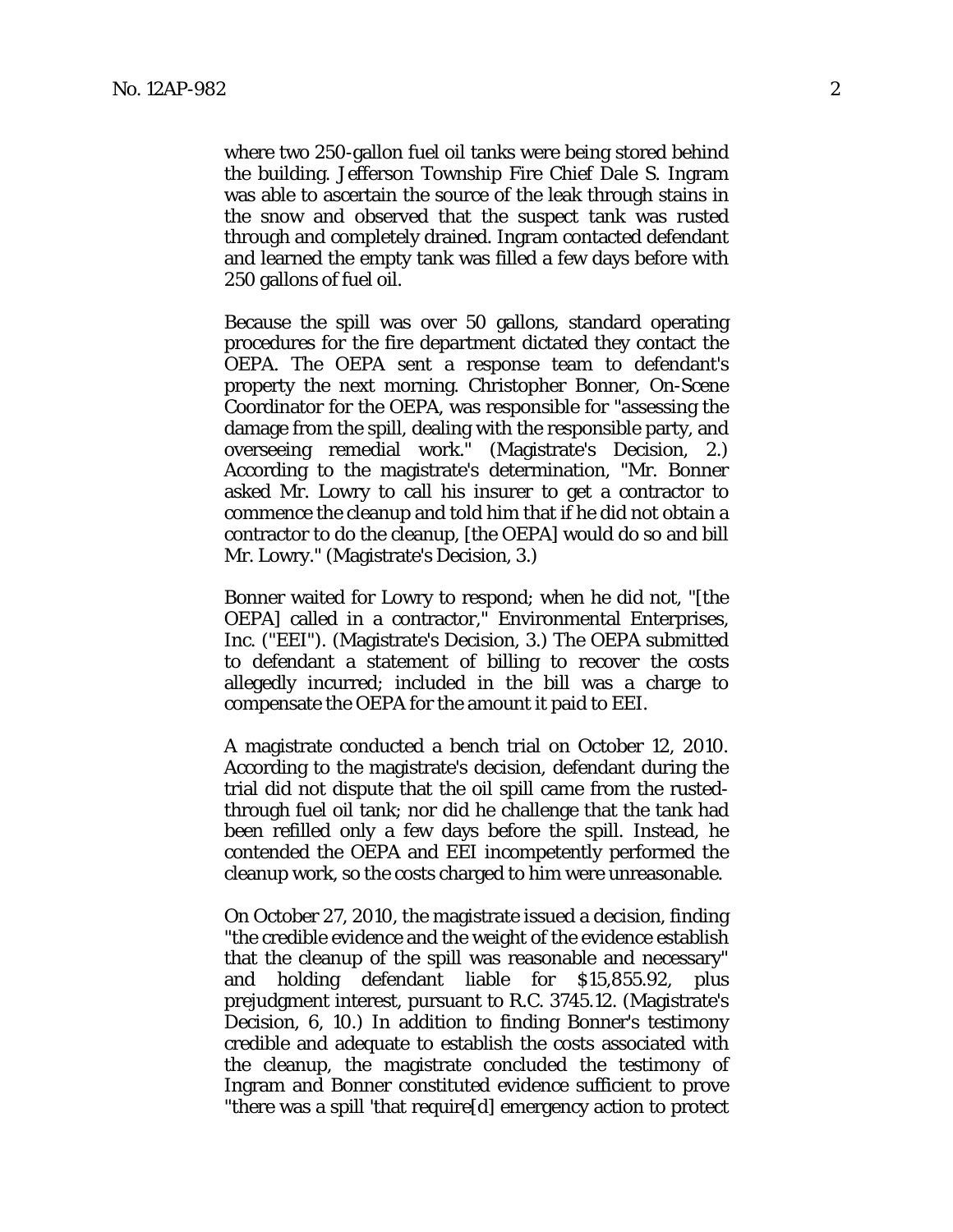where two 250-gallon fuel oil tanks were being stored behind the building. Jefferson Township Fire Chief Dale S. Ingram was able to ascertain the source of the leak through stains in the snow and observed that the suspect tank was rusted through and completely drained. Ingram contacted defendant and learned the empty tank was filled a few days before with 250 gallons of fuel oil.

Because the spill was over 50 gallons, standard operating procedures for the fire department dictated they contact the OEPA. The OEPA sent a response team to defendant's property the next morning. Christopher Bonner, On-Scene Coordinator for the OEPA, was responsible for "assessing the damage from the spill, dealing with the responsible party, and overseeing remedial work." (Magistrate's Decision, 2.) According to the magistrate's determination, "Mr. Bonner asked Mr. Lowry to call his insurer to get a contractor to commence the cleanup and told him that if he did not obtain a contractor to do the cleanup, [the OEPA] would do so and bill Mr. Lowry." (Magistrate's Decision, 3.)

Bonner waited for Lowry to respond; when he did not, "[the OEPA] called in a contractor," Environmental Enterprises, Inc. ("EEI"). (Magistrate's Decision, 3.) The OEPA submitted to defendant a statement of billing to recover the costs allegedly incurred; included in the bill was a charge to compensate the OEPA for the amount it paid to EEI.

A magistrate conducted a bench trial on October 12, 2010. According to the magistrate's decision, defendant during the trial did not dispute that the oil spill came from the rusted-through fuel oil tank; nor did he challenge that the tank had been refilled only a few days before the spill. Instead, he contended the OEPA and EEI incompetently performed the cleanup work, so the costs charged to him were unreasonable.

On October 27, 2010, the magistrate issued a decision, finding "the credible evidence and the weight of the evidence establish that the cleanup of the spill was reasonable and necessary" and holding defendant liable for $15,855.92, plus prejudgment interest, pursuant to R.C. 3745.12. (Magistrate's Decision, 6, 10.) In addition to finding Bonner's testimony credible and adequate to establish the costs associated with the cleanup, the magistrate concluded the testimony of Ingram and Bonner constituted evidence sufficient to prove "there was a spill 'that require[d] emergency action to protect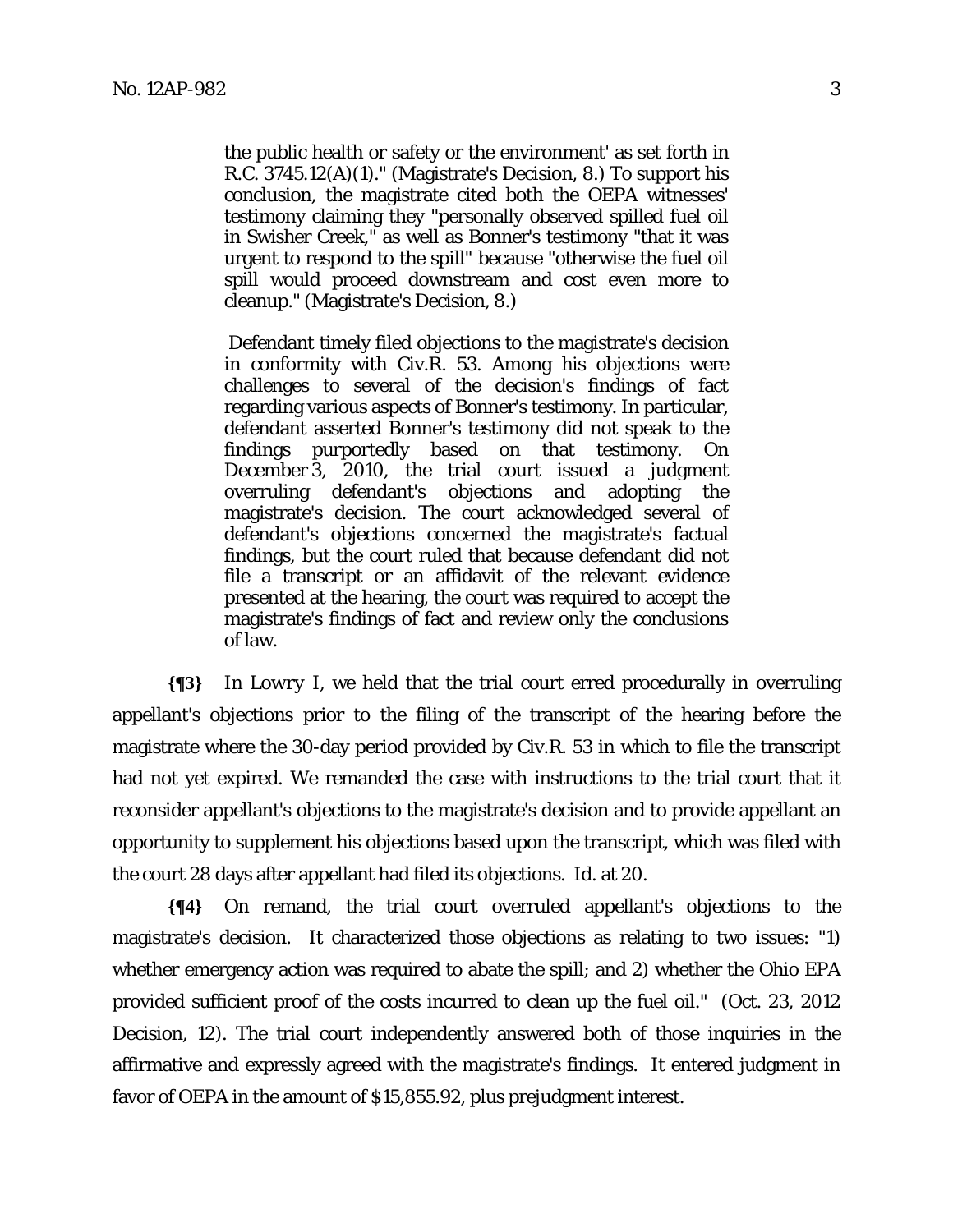> the public health or safety or the environment' as set forth in R.C. 3745.12(A)(1)." (Magistrate's Decision, 8.) To support his conclusion, the magistrate cited both the OEPA witnesses' testimony claiming they "personally observed spilled fuel oil in Swisher Creek," as well as Bonner's testimony "that it was urgent to respond to the spill" because "otherwise the fuel oil spill would proceed downstream and cost even more to cleanup." (Magistrate's Decision, 8.)
>
> Defendant timely filed objections to the magistrate's decision in conformity with Civ.R. 53. Among his objections were challenges to several of the decision's findings of fact regarding various aspects of Bonner's testimony. In particular, defendant asserted Bonner's testimony did not speak to the findings purportedly based on that testimony. On December 3, 2010, the trial court issued a judgment overruling defendant's objections and adopting the magistrate's decision. The court acknowledged several of defendant's objections concerned the magistrate's factual findings, but the court ruled that because defendant did not file a transcript or an affidavit of the relevant evidence presented at the hearing, the court was required to accept the magistrate's findings of fact and review only the conclusions of law.

**{¶3}** In *Lowry I*, we held that the trial court erred procedurally in overruling appellant's objections prior to the filing of the transcript of the hearing before the magistrate where the 30-day period provided by Civ.R. 53 in which to file the transcript had not yet expired. We remanded the case with instructions to the trial court that it reconsider appellant's objections to the magistrate's decision and to provide appellant an opportunity to supplement his objections based upon the transcript, which was filed with the court 28 days after appellant had filed its objections. *Id.* at 20.

**{¶4}** On remand, the trial court overruled appellant's objections to the magistrate's decision. It characterized those objections as relating to two issues: "1) whether emergency action was required to abate the spill; and 2) whether the Ohio EPA provided sufficient proof of the costs incurred to clean up the fuel oil." (Oct. 23, 2012 Decision, 12). The trial court independently answered both of those inquiries in the affirmative and expressly agreed with the magistrate's findings. It entered judgment in favor of OEPA in the amount of $15,855.92, plus prejudgment interest.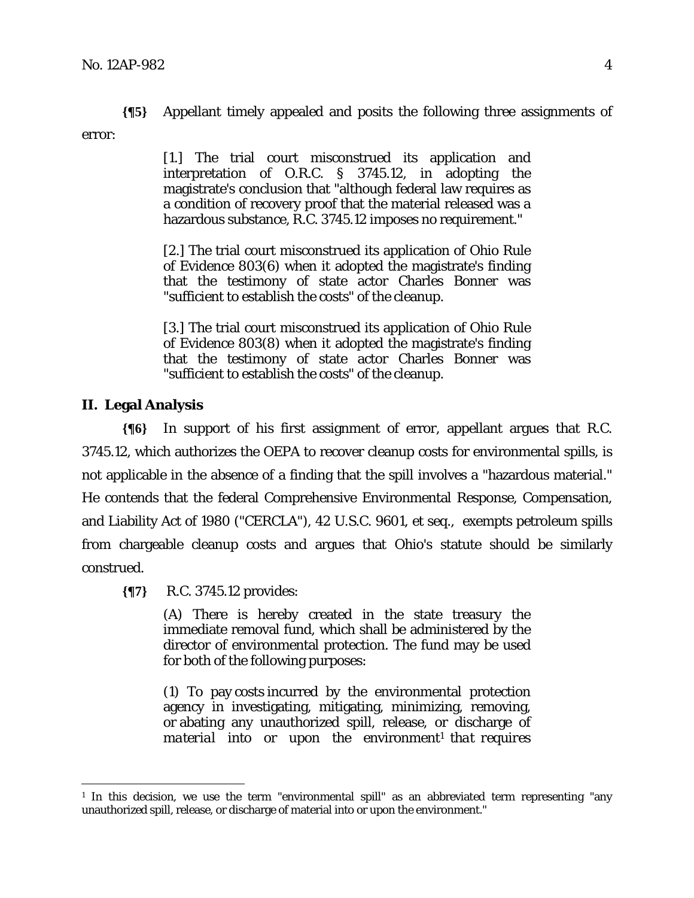**{¶5}** Appellant timely appealed and posits the following three assignments of error:

> [1.] The trial court misconstrued its application and interpretation of O.R.C. § 3745.12, in adopting the magistrate's conclusion that "although federal law requires as a condition of recovery proof that the material released was a hazardous substance, R.C. 3745.12 imposes no requirement."
>
> [2.] The trial court misconstrued its application of Ohio Rule of Evidence 803(6) when it adopted the magistrate's finding that the testimony of state actor Charles Bonner was "sufficient to establish the costs" of the cleanup.
>
> [3.] The trial court misconstrued its application of Ohio Rule of Evidence 803(8) when it adopted the magistrate's finding that the testimony of state actor Charles Bonner was "sufficient to establish the costs" of the cleanup.

## II. Legal Analysis

**{¶6}** In support of his first assignment of error, appellant argues that R.C. 3745.12, which authorizes the OEPA to recover cleanup costs for environmental spills, is not applicable in the absence of a finding that the spill involves a "hazardous material." He contends that the federal Comprehensive Environmental Response, Compensation, and Liability Act of 1980 ("CERCLA"), 42 U.S.C. 9601, et seq., exempts petroleum spills from chargeable cleanup costs and argues that Ohio's statute should be similarly construed.

**{¶7}** R.C. 3745.12 provides:

> (A) There is hereby created in the state treasury the immediate removal fund, which shall be administered by the director of environmental protection. The fund may be used for both of the following purposes:
>
> (1) To pay costs incurred by the environmental protection agency in investigating, mitigating, minimizing, removing, or abating any unauthorized spill, release, or discharge of *material into or upon the environment*[1] *that requires*

[1] In this decision, we use the term "environmental spill" as an abbreviated term representing "any unauthorized spill, release, or discharge of material into or upon the environment."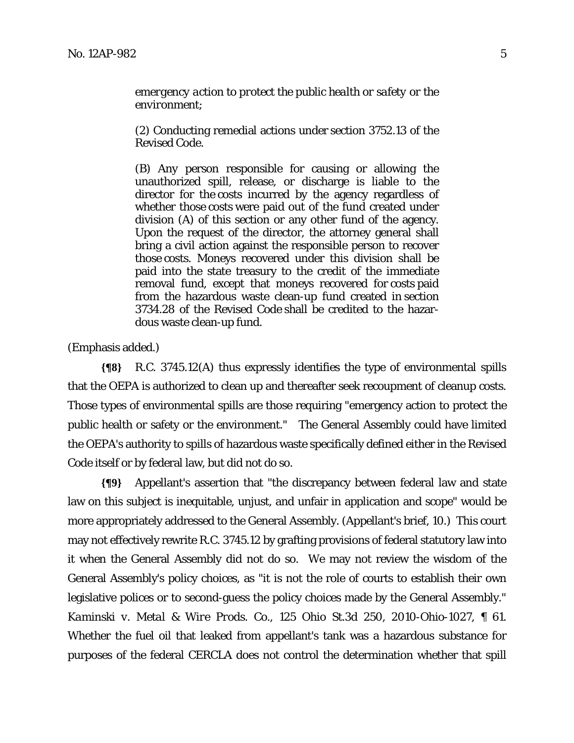> *emergency action to protect the public health or safety or the environment;*
>
> (2) Conducting remedial actions under section 3752.13 of the Revised Code.
>
> (B) Any person responsible for causing or allowing the unauthorized spill, release, or discharge is liable to the director for the costs incurred by the agency regardless of whether those costs were paid out of the fund created under division (A) of this section or any other fund of the agency. Upon the request of the director, the attorney general shall bring a civil action against the responsible person to recover those costs. Moneys recovered under this division shall be paid into the state treasury to the credit of the immediate removal fund, except that moneys recovered for costs paid from the hazardous waste clean-up fund created in section 3734.28 of the Revised Code shall be credited to the hazardous waste clean-up fund.

(Emphasis added.)

**{¶8}** R.C. 3745.12(A) thus expressly identifies the type of environmental spills that the OEPA is authorized to clean up and thereafter seek recoupment of cleanup costs. Those types of environmental spills are those requiring "emergency action to protect the public health or safety or the environment." The General Assembly could have limited the OEPA's authority to spills of hazardous waste specifically defined either in the Revised Code itself or by federal law, but did not do so.

**{¶9}** Appellant's assertion that "the discrepancy between federal law and state law on this subject is inequitable, unjust, and unfair in application and scope" would be more appropriately addressed to the General Assembly. (Appellant's brief, 10.) This court may not effectively rewrite R.C. 3745.12 by grafting provisions of federal statutory law into it when the General Assembly did not do so. We may not review the wisdom of the General Assembly's policy choices, as "it is not the role of courts to establish their own legislative polices or to second-guess the policy choices made by the General Assembly." *Kaminski v. Metal & Wire Prods. Co.*, 125 Ohio St.3d 250, 2010-Ohio-1027, ¶ 61. Whether the fuel oil that leaked from appellant's tank was a hazardous substance for purposes of the federal CERCLA does not control the determination whether that spill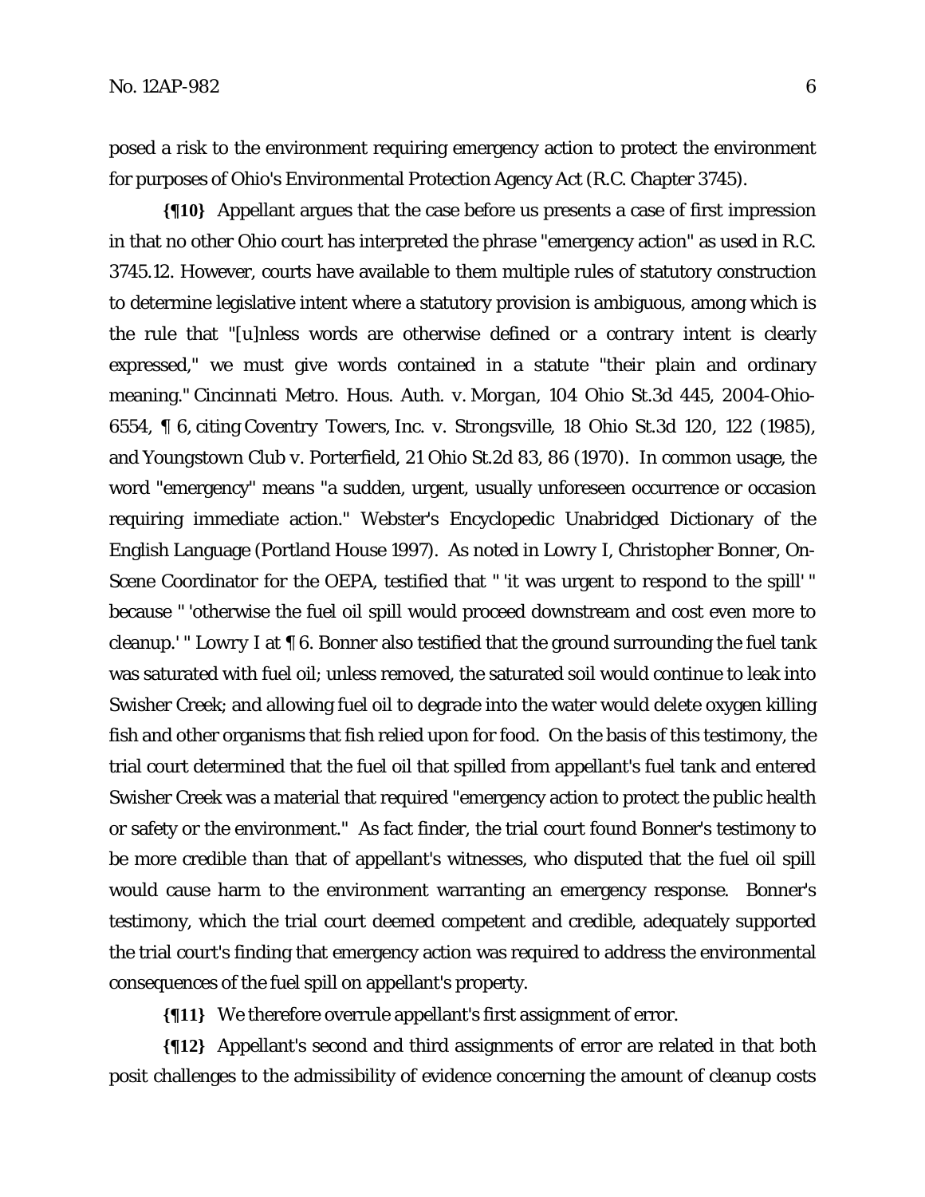posed a risk to the environment requiring emergency action to protect the environment for purposes of Ohio's Environmental Protection Agency Act (R.C. Chapter 3745).

**{¶10}** Appellant argues that the case before us presents a case of first impression in that no other Ohio court has interpreted the phrase "emergency action" as used in R.C. 3745.12. However, courts have available to them multiple rules of statutory construction to determine legislative intent where a statutory provision is ambiguous, among which is the rule that "[u]nless words are otherwise defined or a contrary intent is clearly expressed," we must give words contained in a statute "their plain and ordinary meaning." *Cincinnati Metro. Hous. Auth. v. Morgan*, 104 Ohio St.3d 445, 2004-Ohio-6554, ¶ 6, citing *Coventry Towers, Inc. v. Strongsville*, 18 Ohio St.3d 120, 122 (1985), and *Youngstown Club v. Porterfield*, 21 Ohio St.2d 83, 86 (1970). In common usage, the word "emergency" means "a sudden, urgent, usually unforeseen occurrence or occasion requiring immediate action." Webster's Encyclopedic Unabridged Dictionary of the English Language (Portland House 1997). As noted in *Lowry I*, Christopher Bonner, On-Scene Coordinator for the OEPA, testified that " 'it was urgent to respond to the spill' " because " 'otherwise the fuel oil spill would proceed downstream and cost even more to cleanup.' " *Lowry I* at ¶ 6. Bonner also testified that the ground surrounding the fuel tank was saturated with fuel oil; unless removed, the saturated soil would continue to leak into Swisher Creek; and allowing fuel oil to degrade into the water would delete oxygen killing fish and other organisms that fish relied upon for food. On the basis of this testimony, the trial court determined that the fuel oil that spilled from appellant's fuel tank and entered Swisher Creek was a material that required "emergency action to protect the public health or safety or the environment." As fact finder, the trial court found Bonner's testimony to be more credible than that of appellant's witnesses, who disputed that the fuel oil spill would cause harm to the environment warranting an emergency response. Bonner's testimony, which the trial court deemed competent and credible, adequately supported the trial court's finding that emergency action was required to address the environmental consequences of the fuel spill on appellant's property.

**{¶11}** We therefore overrule appellant's first assignment of error.

**{¶12}** Appellant's second and third assignments of error are related in that both posit challenges to the admissibility of evidence concerning the amount of cleanup costs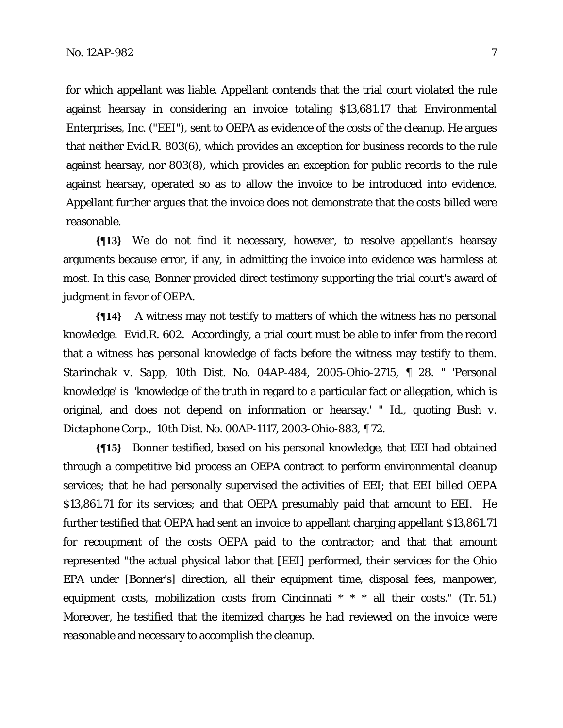for which appellant was liable. Appellant contends that the trial court violated the rule against hearsay in considering an invoice totaling $13,681.17 that Environmental Enterprises, Inc. ("EEI"), sent to OEPA as evidence of the costs of the cleanup. He argues that neither Evid.R. 803(6), which provides an exception for business records to the rule against hearsay, nor 803(8), which provides an exception for public records to the rule against hearsay, operated so as to allow the invoice to be introduced into evidence. Appellant further argues that the invoice does not demonstrate that the costs billed were reasonable.

**{¶13}** We do not find it necessary, however, to resolve appellant's hearsay arguments because error, if any, in admitting the invoice into evidence was harmless at most. In this case, Bonner provided direct testimony supporting the trial court's award of judgment in favor of OEPA.

**{¶14}** A witness may not testify to matters of which the witness has no personal knowledge. Evid.R. 602. Accordingly, a trial court must be able to infer from the record that a witness has personal knowledge of facts before the witness may testify to them. *Starinchak v. Sapp*, 10th Dist. No. 04AP-484, 2005-Ohio-2715, ¶ 28. " 'Personal knowledge' is 'knowledge of the truth in regard to a particular fact or allegation, which is original, and does not depend on information or hearsay.' " *Id.*, quoting *Bush v. Dictaphone Corp.*, 10th Dist. No. 00AP-1117, 2003-Ohio-883, ¶ 72.

**{¶15}** Bonner testified, based on his personal knowledge, that EEI had obtained through a competitive bid process an OEPA contract to perform environmental cleanup services; that he had personally supervised the activities of EEI; that EEI billed OEPA $13,861.71 for its services; and that OEPA presumably paid that amount to EEI. He further testified that OEPA had sent an invoice to appellant charging appellant $13,861.71 for recoupment of the costs OEPA paid to the contractor; and that that amount represented "the actual physical labor that [EEI] performed, their services for the Ohio EPA under [Bonner's] direction, all their equipment time, disposal fees, manpower, equipment costs, mobilization costs from Cincinnati * * * all their costs." (Tr. 51.) Moreover, he testified that the itemized charges he had reviewed on the invoice were reasonable and necessary to accomplish the cleanup.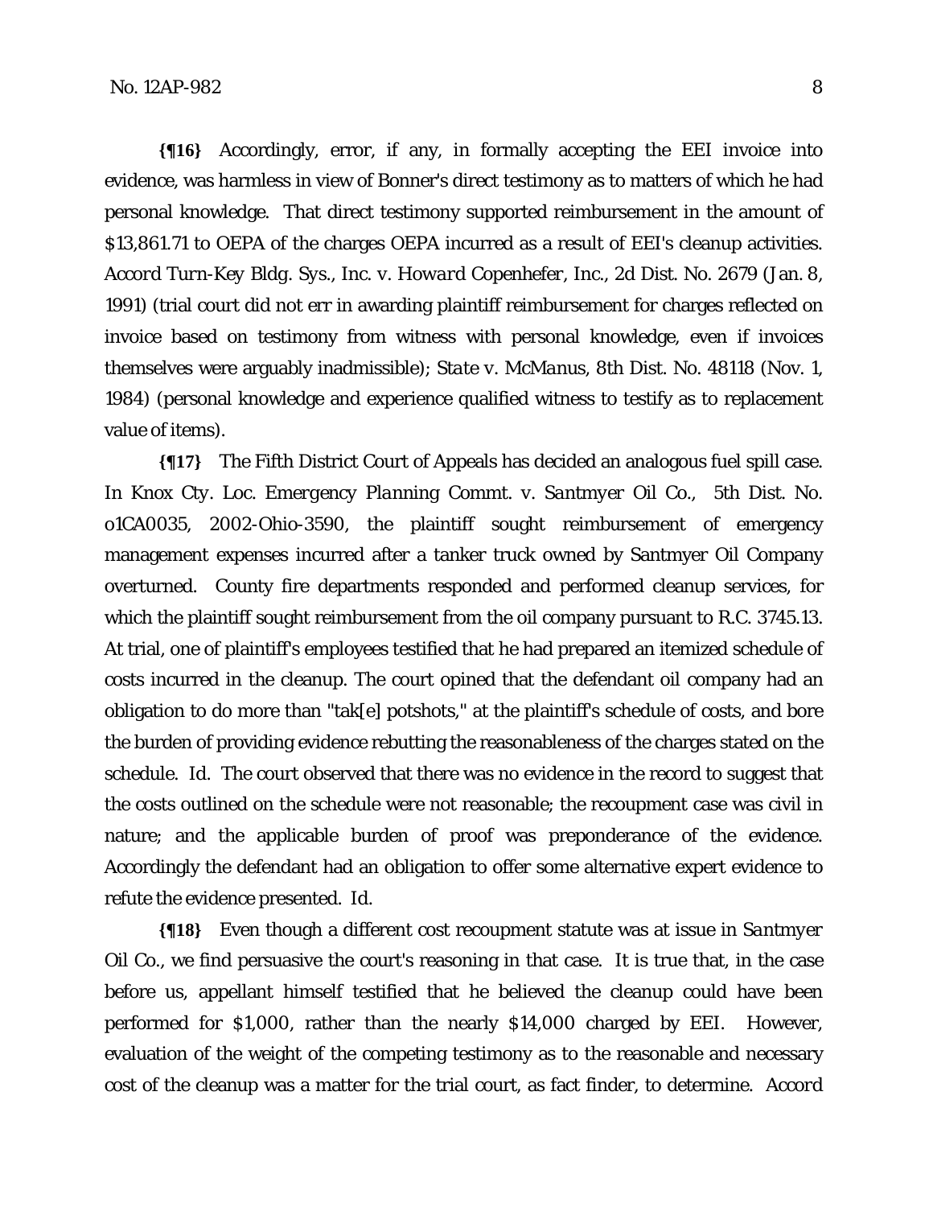**{¶16}** Accordingly, error, if any, in formally accepting the EEI invoice into evidence, was harmless in view of Bonner's direct testimony as to matters of which he had personal knowledge. That direct testimony supported reimbursement in the amount of $13,861.71 to OEPA of the charges OEPA incurred as a result of EEI's cleanup activities. *Accord Turn-Key Bldg. Sys., Inc. v. Howard Copenhefer, Inc.*, 2d Dist. No. 2679 (Jan. 8, 1991) (trial court did not err in awarding plaintiff reimbursement for charges reflected on invoice based on testimony from witness with personal knowledge, even if invoices themselves were arguably inadmissible); *State v. McManus*, 8th Dist. No. 48118 (Nov. 1, 1984) (personal knowledge and experience qualified witness to testify as to replacement value of items).

**{¶17}** The Fifth District Court of Appeals has decided an analogous fuel spill case. In *Knox Cty. Loc. Emergency Planning Commt. v. Santmyer Oil Co.*, 5th Dist. No. o1CA0035, 2002-Ohio-3590, the plaintiff sought reimbursement of emergency management expenses incurred after a tanker truck owned by Santmyer Oil Company overturned. County fire departments responded and performed cleanup services, for which the plaintiff sought reimbursement from the oil company pursuant to R.C. 3745.13. At trial, one of plaintiff's employees testified that he had prepared an itemized schedule of costs incurred in the cleanup. The court opined that the defendant oil company had an obligation to do more than "tak[e] potshots," at the plaintiff's schedule of costs, and bore the burden of providing evidence rebutting the reasonableness of the charges stated on the schedule. *Id.* The court observed that there was no evidence in the record to suggest that the costs outlined on the schedule were not reasonable; the recoupment case was civil in nature; and the applicable burden of proof was preponderance of the evidence. Accordingly the defendant had an obligation to offer some alternative expert evidence to refute the evidence presented. *Id.*

**{¶18}** Even though a different cost recoupment statute was at issue in *Santmyer Oil Co.*, we find persuasive the court's reasoning in that case. It is true that, in the case before us, appellant himself testified that he believed the cleanup could have been performed for $1,000, rather than the nearly $14,000 charged by EEI. However, evaluation of the weight of the competing testimony as to the reasonable and necessary cost of the cleanup was a matter for the trial court, as fact finder, to determine. Accord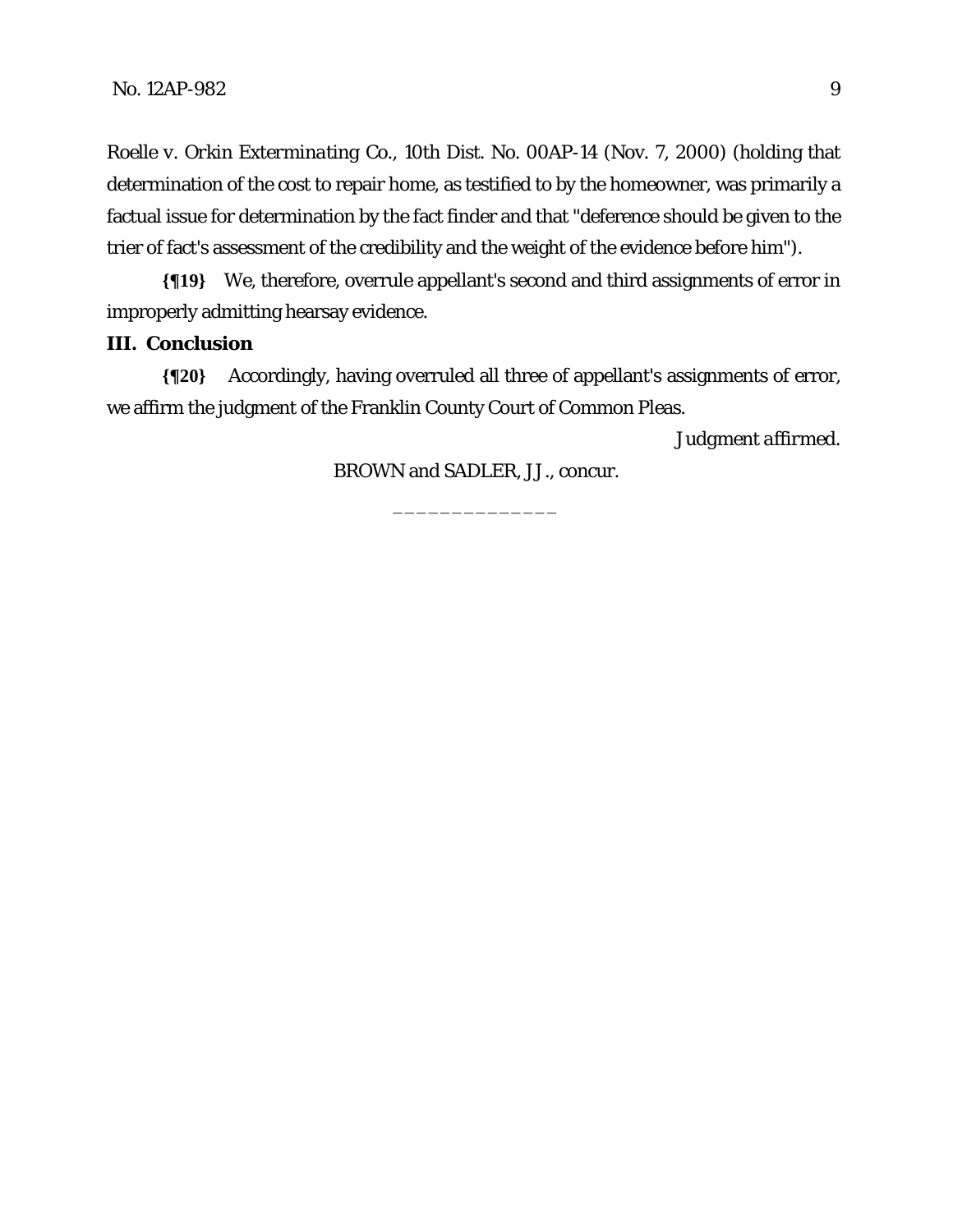*Roelle v. Orkin Exterminating Co.*, 10th Dist. No. 00AP-14 (Nov. 7, 2000) (holding that determination of the cost to repair home, as testified to by the homeowner, was primarily a factual issue for determination by the fact finder and that "deference should be given to the trier of fact's assessment of the credibility and the weight of the evidence before him").

**{¶19}** We, therefore, overrule appellant's second and third assignments of error in improperly admitting hearsay evidence.

## III. Conclusion

**{¶20}** Accordingly, having overruled all three of appellant's assignments of error, we affirm the judgment of the Franklin County Court of Common Pleas.

*Judgment affirmed.*

BROWN and SADLER, JJ., concur.

_____________